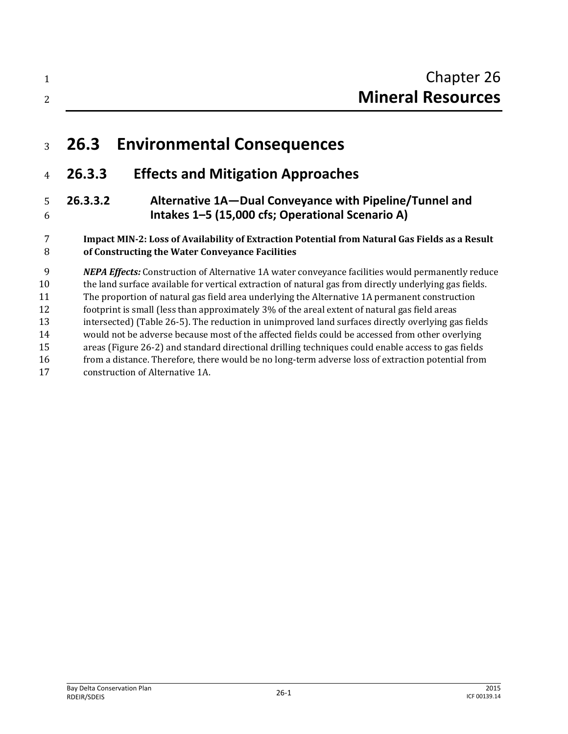# Chapter 26
# Mineral Resources

## 26.3 Environmental Consequences

### 26.3.3 Effects and Mitigation Approaches

#### 26.3.3.2 Alternative 1A—Dual Conveyance with Pipeline/Tunnel and Intakes 1–5 (15,000 cfs; Operational Scenario A)

**Impact MIN-2: Loss of Availability of Extraction Potential from Natural Gas Fields as a Result of Constructing the Water Conveyance Facilities**

***NEPA Effects:*** Construction of Alternative 1A water conveyance facilities would permanently reduce the land surface available for vertical extraction of natural gas from directly underlying gas fields. The proportion of natural gas field area underlying the Alternative 1A permanent construction footprint is small (less than approximately 3% of the areal extent of natural gas field areas intersected) (Table 26-5). The reduction in unimproved land surfaces directly overlying gas fields would not be adverse because most of the affected fields could be accessed from other overlying areas (Figure 26-2) and standard directional drilling techniques could enable access to gas fields from a distance. Therefore, there would be no long-term adverse loss of extraction potential from construction of Alternative 1A.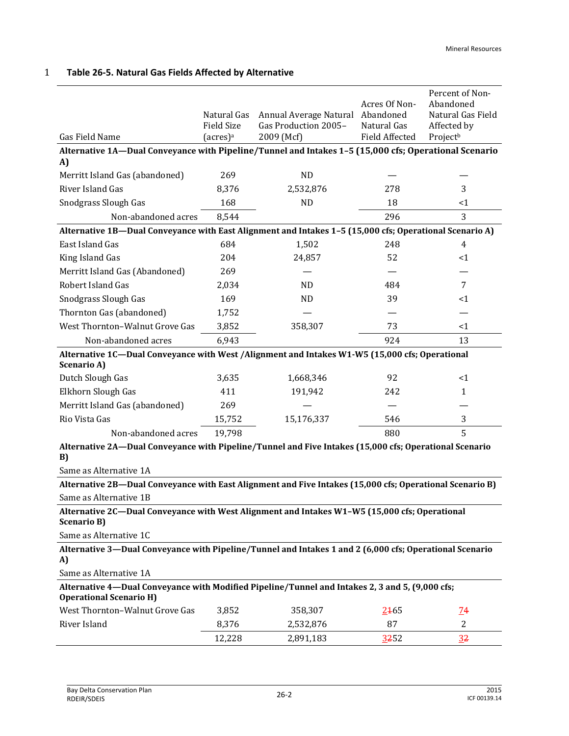**Table 26-5. Natural Gas Fields Affected by Alternative**

| Gas Field Name | Natural Gas Field Size (acres)[a] | Annual Average Natural Gas Production 2005–2009 (Mcf) | Acres Of Non-Abandoned Natural Gas Field Affected | Percent of Non-Abandoned Natural Gas Field Affected by Project[b] |
|---|---|---|---|---|
| **Alternative 1A—Dual Conveyance with Pipeline/Tunnel and Intakes 1–5 (15,000 cfs; Operational Scenario A)** | | | | |
| Merritt Island Gas (abandoned) | 269 | ND | — | — |
| River Island Gas | 8,376 | 2,532,876 | 278 | 3 |
| Snodgrass Slough Gas | 168 | ND | 18 | <1 |
| Non-abandoned acres | 8,544 | | 296 | 3 |
| **Alternative 1B—Dual Conveyance with East Alignment and Intakes 1–5 (15,000 cfs; Operational Scenario A)** | | | | |
| East Island Gas | 684 | 1,502 | 248 | 4 |
| King Island Gas | 204 | 24,857 | 52 | <1 |
| Merritt Island Gas (Abandoned) | 269 | — | — | — |
| Robert Island Gas | 2,034 | ND | 484 | 7 |
| Snodgrass Slough Gas | 169 | ND | 39 | <1 |
| Thornton Gas (abandoned) | 1,752 | — | — | — |
| West Thornton–Walnut Grove Gas | 3,852 | 358,307 | 73 | <1 |
| Non-abandoned acres | 6,943 | | 924 | 13 |
| **Alternative 1C—Dual Conveyance with West /Alignment and Intakes W1-W5 (15,000 cfs; Operational Scenario A)** | | | | |
| Dutch Slough Gas | 3,635 | 1,668,346 | 92 | <1 |
| Elkhorn Slough Gas | 411 | 191,942 | 242 | 1 |
| Merritt Island Gas (abandoned) | 269 | — | — | — |
| Rio Vista Gas | 15,752 | 15,176,337 | 546 | 3 |
| Non-abandoned acres | 19,798 | | 880 | 5 |
| **Alternative 2A—Dual Conveyance with Pipeline/Tunnel and Five Intakes (15,000 cfs; Operational Scenario B)** | | | | |
| Same as Alternative 1A | | | | |
| **Alternative 2B—Dual Conveyance with East Alignment and Five Intakes (15,000 cfs; Operational Scenario B)** | | | | |
| Same as Alternative 1B | | | | |
| **Alternative 2C—Dual Conveyance with West Alignment and Intakes W1–W5 (15,000 cfs; Operational Scenario B)** | | | | |
| Same as Alternative 1C | | | | |
| **Alternative 3—Dual Conveyance with Pipeline/Tunnel and Intakes 1 and 2 (6,000 cfs; Operational Scenario A)** | | | | |
| Same as Alternative 1A | | | | |
| **Alternative 4—Dual Conveyance with Modified Pipeline/Tunnel and Intakes 2, 3 and 5, (9,000 cfs; Operational Scenario H)** | | | | |
| West Thornton–Walnut Grove Gas | 3,852 | 358,307 | 2~~1~~65 | 7~~4~~ |
| River Island | 8,376 | 2,532,876 | 87 | 2 |
| | 12,228 | 2,891,183 | 3~~2~~52 | 3~~2~~ |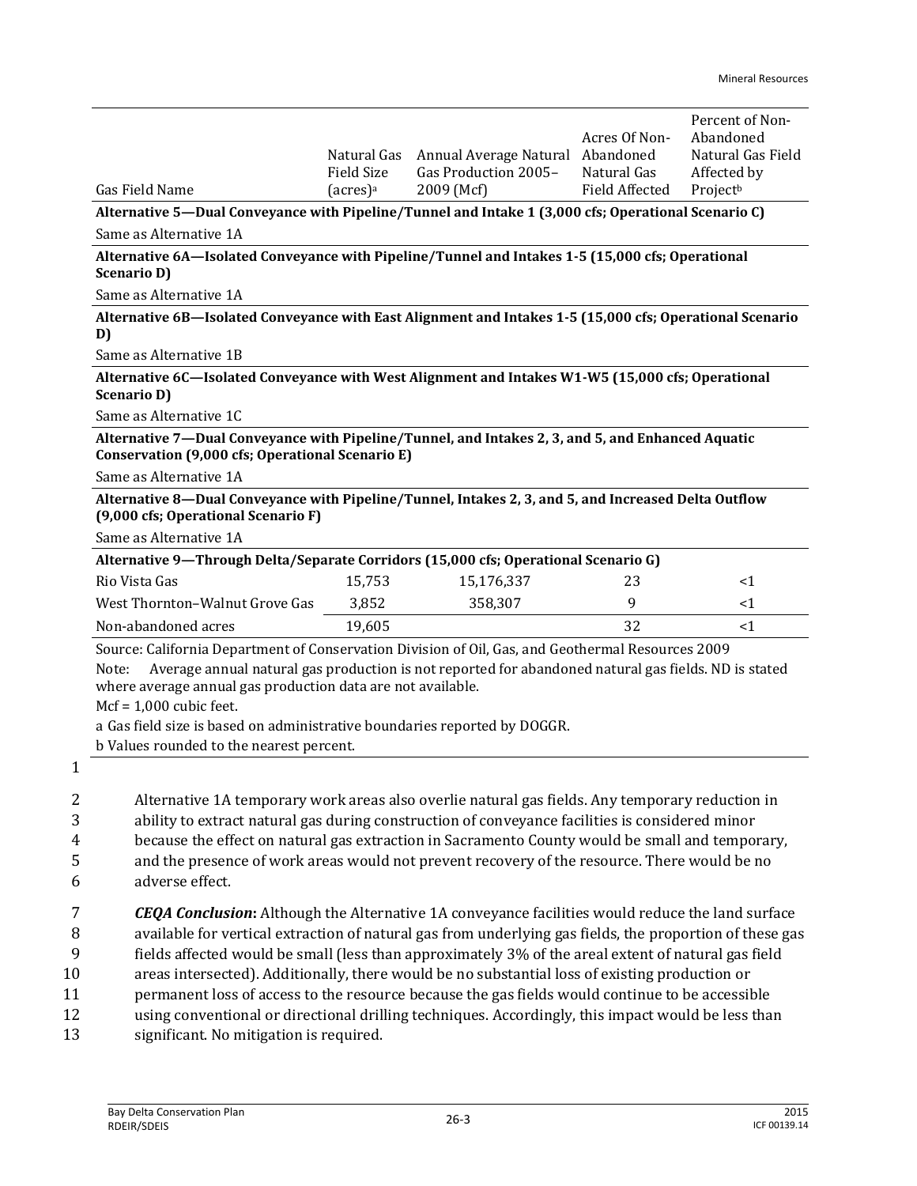| Gas Field Name | Natural Gas Field Size (acres)[a] | Annual Average Natural Gas Production 2005–2009 (Mcf) | Acres Of Non-Abandoned Natural Gas Field Affected | Percent of Non-Abandoned Natural Gas Field Affected by Project[b] |
|---|---|---|---|---|
| **Alternative 5—Dual Conveyance with Pipeline/Tunnel and Intake 1 (3,000 cfs; Operational Scenario C)** | | | | |
| Same as Alternative 1A | | | | |
| **Alternative 6A—Isolated Conveyance with Pipeline/Tunnel and Intakes 1-5 (15,000 cfs; Operational Scenario D)** | | | | |
| Same as Alternative 1A | | | | |
| **Alternative 6B—Isolated Conveyance with East Alignment and Intakes 1-5 (15,000 cfs; Operational Scenario D)** | | | | |
| Same as Alternative 1B | | | | |
| **Alternative 6C—Isolated Conveyance with West Alignment and Intakes W1-W5 (15,000 cfs; Operational Scenario D)** | | | | |
| Same as Alternative 1C | | | | |
| **Alternative 7—Dual Conveyance with Pipeline/Tunnel, and Intakes 2, 3, and 5, and Enhanced Aquatic Conservation (9,000 cfs; Operational Scenario E)** | | | | |
| Same as Alternative 1A | | | | |
| **Alternative 8—Dual Conveyance with Pipeline/Tunnel, Intakes 2, 3, and 5, and Increased Delta Outflow (9,000 cfs; Operational Scenario F)** | | | | |
| Same as Alternative 1A | | | | |
| **Alternative 9—Through Delta/Separate Corridors (15,000 cfs; Operational Scenario G)** | | | | |
| Rio Vista Gas | 15,753 | 15,176,337 | 23 | <1 |
| West Thornton–Walnut Grove Gas | 3,852 | 358,307 | 9 | <1 |
| Non-abandoned acres | 19,605 | | 32 | <1 |

Source: California Department of Conservation Division of Oil, Gas, and Geothermal Resources 2009

Note: Average annual natural gas production is not reported for abandoned natural gas fields. ND is stated where average annual gas production data are not available.

Mcf = 1,000 cubic feet.

a Gas field size is based on administrative boundaries reported by DOGGR.

b Values rounded to the nearest percent.

Alternative 1A temporary work areas also overlie natural gas fields. Any temporary reduction in ability to extract natural gas during construction of conveyance facilities is considered minor because the effect on natural gas extraction in Sacramento County would be small and temporary, and the presence of work areas would not prevent recovery of the resource. There would be no adverse effect.

***CEQA Conclusion*:** Although the Alternative 1A conveyance facilities would reduce the land surface available for vertical extraction of natural gas from underlying gas fields, the proportion of these gas fields affected would be small (less than approximately 3% of the areal extent of natural gas field areas intersected). Additionally, there would be no substantial loss of existing production or permanent loss of access to the resource because the gas fields would continue to be accessible using conventional or directional drilling techniques. Accordingly, this impact would be less than significant. No mitigation is required.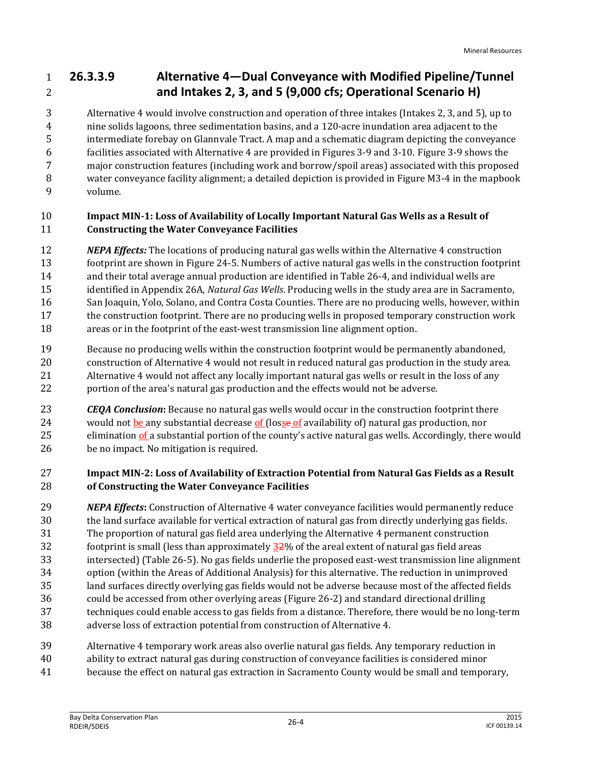### 26.3.3.9 Alternative 4—Dual Conveyance with Modified Pipeline/Tunnel and Intakes 2, 3, and 5 (9,000 cfs; Operational Scenario H)

Alternative 4 would involve construction and operation of three intakes (Intakes 2, 3, and 5), up to nine solids lagoons, three sedimentation basins, and a 120-acre inundation area adjacent to the intermediate forebay on Glannvale Tract. A map and a schematic diagram depicting the conveyance facilities associated with Alternative 4 are provided in Figures 3-9 and 3-10. Figure 3-9 shows the major construction features (including work and borrow/spoil areas) associated with this proposed water conveyance facility alignment; a detailed depiction is provided in Figure M3-4 in the mapbook volume.

**Impact MIN-1: Loss of Availability of Locally Important Natural Gas Wells as a Result of Constructing the Water Conveyance Facilities**

***NEPA Effects:*** The locations of producing natural gas wells within the Alternative 4 construction footprint are shown in Figure 24-5. Numbers of active natural gas wells in the construction footprint and their total average annual production are identified in Table 26-4, and individual wells are identified in Appendix 26A, *Natural Gas Wells*. Producing wells in the study area are in Sacramento, San Joaquin, Yolo, Solano, and Contra Costa Counties. There are no producing wells, however, within the construction footprint. There are no producing wells in proposed temporary construction work areas or in the footprint of the east-west transmission line alignment option.

Because no producing wells within the construction footprint would be permanently abandoned, construction of Alternative 4 would not result in reduced natural gas production in the study area. Alternative 4 would not affect any locally important natural gas wells or result in the loss of any portion of the area's natural gas production and the effects would not be adverse.

***CEQA Conclusion*:** Because no natural gas wells would occur in the construction footprint there would not be any substantial decrease of (losse of availability of) natural gas production, nor elimination of a substantial portion of the county's active natural gas wells. Accordingly, there would be no impact. No mitigation is required.

**Impact MIN-2: Loss of Availability of Extraction Potential from Natural Gas Fields as a Result of Constructing the Water Conveyance Facilities**

***NEPA Effects*:** Construction of Alternative 4 water conveyance facilities would permanently reduce the land surface available for vertical extraction of natural gas from directly underlying gas fields. The proportion of natural gas field area underlying the Alternative 4 permanent construction footprint is small (less than approximately 32% of the areal extent of natural gas field areas intersected) (Table 26-5). No gas fields underlie the proposed east-west transmission line alignment option (within the Areas of Additional Analysis) for this alternative. The reduction in unimproved land surfaces directly overlying gas fields would not be adverse because most of the affected fields could be accessed from other overlying areas (Figure 26-2) and standard directional drilling techniques could enable access to gas fields from a distance. Therefore, there would be no long-term adverse loss of extraction potential from construction of Alternative 4.

Alternative 4 temporary work areas also overlie natural gas fields. Any temporary reduction in ability to extract natural gas during construction of conveyance facilities is considered minor because the effect on natural gas extraction in Sacramento County would be small and temporary,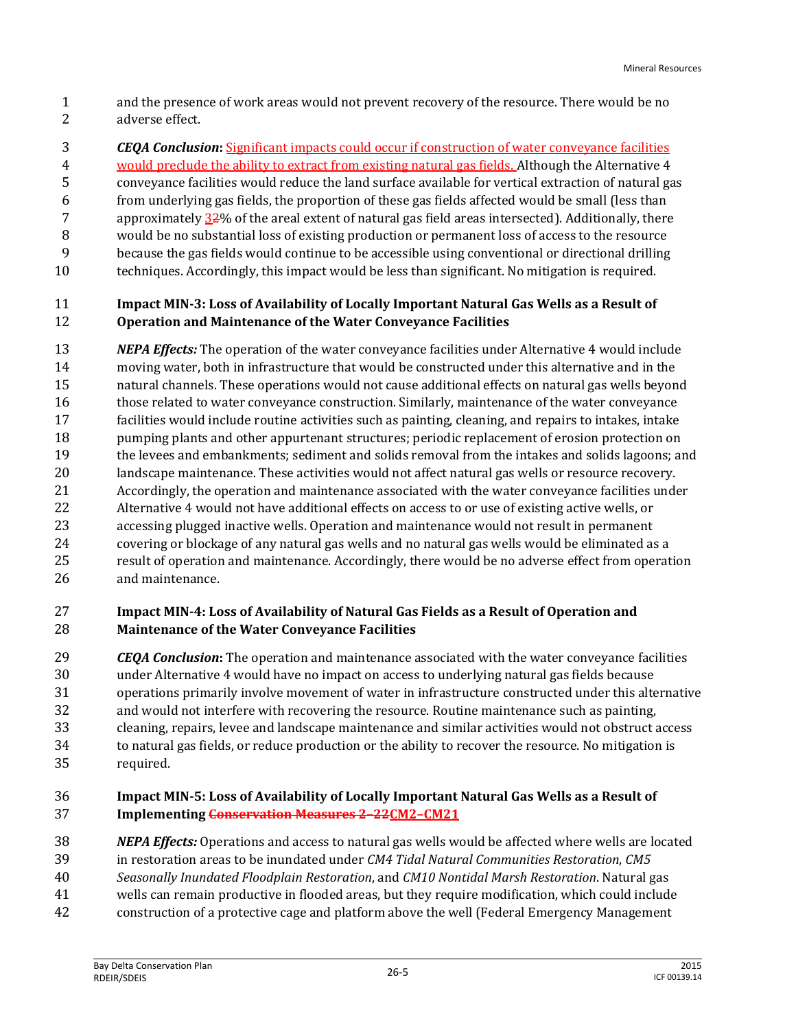and the presence of work areas would not prevent recovery of the resource. There would be no adverse effect.

***CEQA Conclusion*:** Significant impacts could occur if construction of water conveyance facilities would preclude the ability to extract from existing natural gas fields. Although the Alternative 4 conveyance facilities would reduce the land surface available for vertical extraction of natural gas from underlying gas fields, the proportion of these gas fields affected would be small (less than approximately ~~2~~3% of the areal extent of natural gas field areas intersected). Additionally, there would be no substantial loss of existing production or permanent loss of access to the resource because the gas fields would continue to be accessible using conventional or directional drilling techniques. Accordingly, this impact would be less than significant. No mitigation is required.

**Impact MIN-3: Loss of Availability of Locally Important Natural Gas Wells as a Result of Operation and Maintenance of the Water Conveyance Facilities**

***NEPA Effects:*** The operation of the water conveyance facilities under Alternative 4 would include moving water, both in infrastructure that would be constructed under this alternative and in the natural channels. These operations would not cause additional effects on natural gas wells beyond those related to water conveyance construction. Similarly, maintenance of the water conveyance facilities would include routine activities such as painting, cleaning, and repairs to intakes, intake pumping plants and other appurtenant structures; periodic replacement of erosion protection on the levees and embankments; sediment and solids removal from the intakes and solids lagoons; and landscape maintenance. These activities would not affect natural gas wells or resource recovery. Accordingly, the operation and maintenance associated with the water conveyance facilities under Alternative 4 would not have additional effects on access to or use of existing active wells, or accessing plugged inactive wells. Operation and maintenance would not result in permanent covering or blockage of any natural gas wells and no natural gas wells would be eliminated as a result of operation and maintenance. Accordingly, there would be no adverse effect from operation and maintenance.

**Impact MIN-4: Loss of Availability of Natural Gas Fields as a Result of Operation and Maintenance of the Water Conveyance Facilities**

***CEQA Conclusion*:** The operation and maintenance associated with the water conveyance facilities under Alternative 4 would have no impact on access to underlying natural gas fields because operations primarily involve movement of water in infrastructure constructed under this alternative and would not interfere with recovering the resource. Routine maintenance such as painting, cleaning, repairs, levee and landscape maintenance and similar activities would not obstruct access to natural gas fields, or reduce production or the ability to recover the resource. No mitigation is required.

**Impact MIN-5: Loss of Availability of Locally Important Natural Gas Wells as a Result of Implementing ~~Conservation Measures 2–22~~CM2–CM21**

***NEPA Effects:*** Operations and access to natural gas wells would be affected where wells are located in restoration areas to be inundated under *CM4 Tidal Natural Communities Restoration*, *CM5 Seasonally Inundated Floodplain Restoration*, and *CM10 Nontidal Marsh Restoration*. Natural gas wells can remain productive in flooded areas, but they require modification, which could include construction of a protective cage and platform above the well (Federal Emergency Management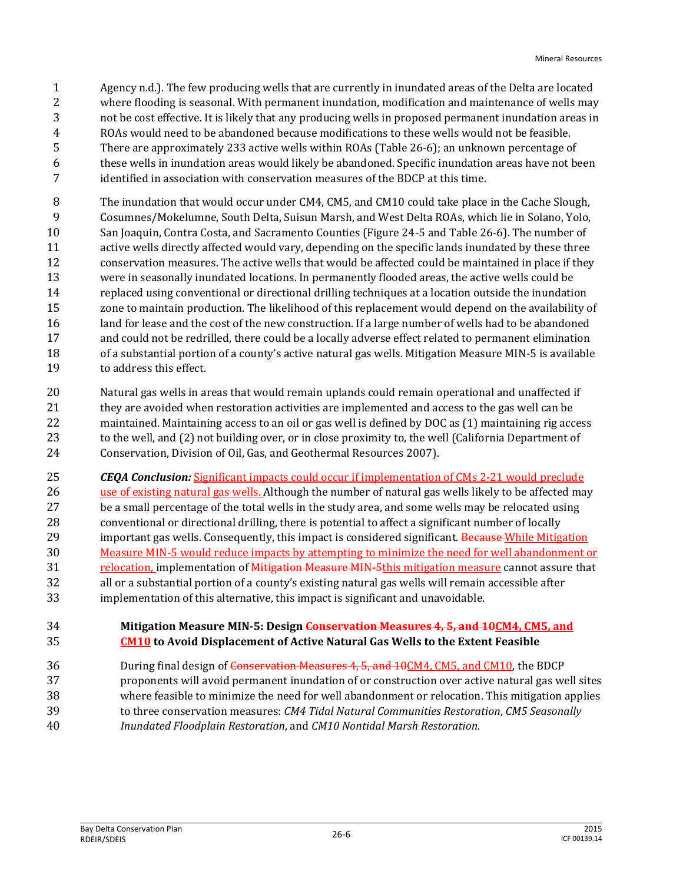Agency n.d.). The few producing wells that are currently in inundated areas of the Delta are located where flooding is seasonal. With permanent inundation, modification and maintenance of wells may not be cost effective. It is likely that any producing wells in proposed permanent inundation areas in ROAs would need to be abandoned because modifications to these wells would not be feasible. There are approximately 233 active wells within ROAs (Table 26-6); an unknown percentage of these wells in inundation areas would likely be abandoned. Specific inundation areas have not been identified in association with conservation measures of the BDCP at this time.

The inundation that would occur under CM4, CM5, and CM10 could take place in the Cache Slough, Cosumnes/Mokelumne, South Delta, Suisun Marsh, and West Delta ROAs, which lie in Solano, Yolo, San Joaquin, Contra Costa, and Sacramento Counties (Figure 24-5 and Table 26-6). The number of active wells directly affected would vary, depending on the specific lands inundated by these three conservation measures. The active wells that would be affected could be maintained in place if they were in seasonally inundated locations. In permanently flooded areas, the active wells could be replaced using conventional or directional drilling techniques at a location outside the inundation zone to maintain production. The likelihood of this replacement would depend on the availability of land for lease and the cost of the new construction. If a large number of wells had to be abandoned and could not be redrilled, there could be a locally adverse effect related to permanent elimination of a substantial portion of a county's active natural gas wells. Mitigation Measure MIN-5 is available to address this effect.

Natural gas wells in areas that would remain uplands could remain operational and unaffected if they are avoided when restoration activities are implemented and access to the gas well can be maintained. Maintaining access to an oil or gas well is defined by DOC as (1) maintaining rig access to the well, and (2) not building over, or in close proximity to, the well (California Department of Conservation, Division of Oil, Gas, and Geothermal Resources 2007).

***CEQA Conclusion:*** Significant impacts could occur if implementation of CMs 2-21 would preclude use of existing natural gas wells. Although the number of natural gas wells likely to be affected may be a small percentage of the total wells in the study area, and some wells may be relocated using conventional or directional drilling, there is potential to affect a significant number of locally important gas wells. Consequently, this impact is considered significant. ~~Because~~ While Mitigation Measure MIN-5 would reduce impacts by attempting to minimize the need for well abandonment or relocation, implementation of ~~Mitigation Measure MIN-5~~this mitigation measure cannot assure that all or a substantial portion of a county's existing natural gas wells will remain accessible after implementation of this alternative, this impact is significant and unavoidable.

**Mitigation Measure MIN-5: Design ~~Conservation Measures 4, 5, and 10~~CM4, CM5, and CM10 to Avoid Displacement of Active Natural Gas Wells to the Extent Feasible**

During final design of ~~Conservation Measures 4, 5, and 10~~CM4, CM5, and CM10, the BDCP proponents will avoid permanent inundation of or construction over active natural gas well sites where feasible to minimize the need for well abandonment or relocation. This mitigation applies to three conservation measures: *CM4 Tidal Natural Communities Restoration*, *CM5 Seasonally Inundated Floodplain Restoration*, and *CM10 Nontidal Marsh Restoration*.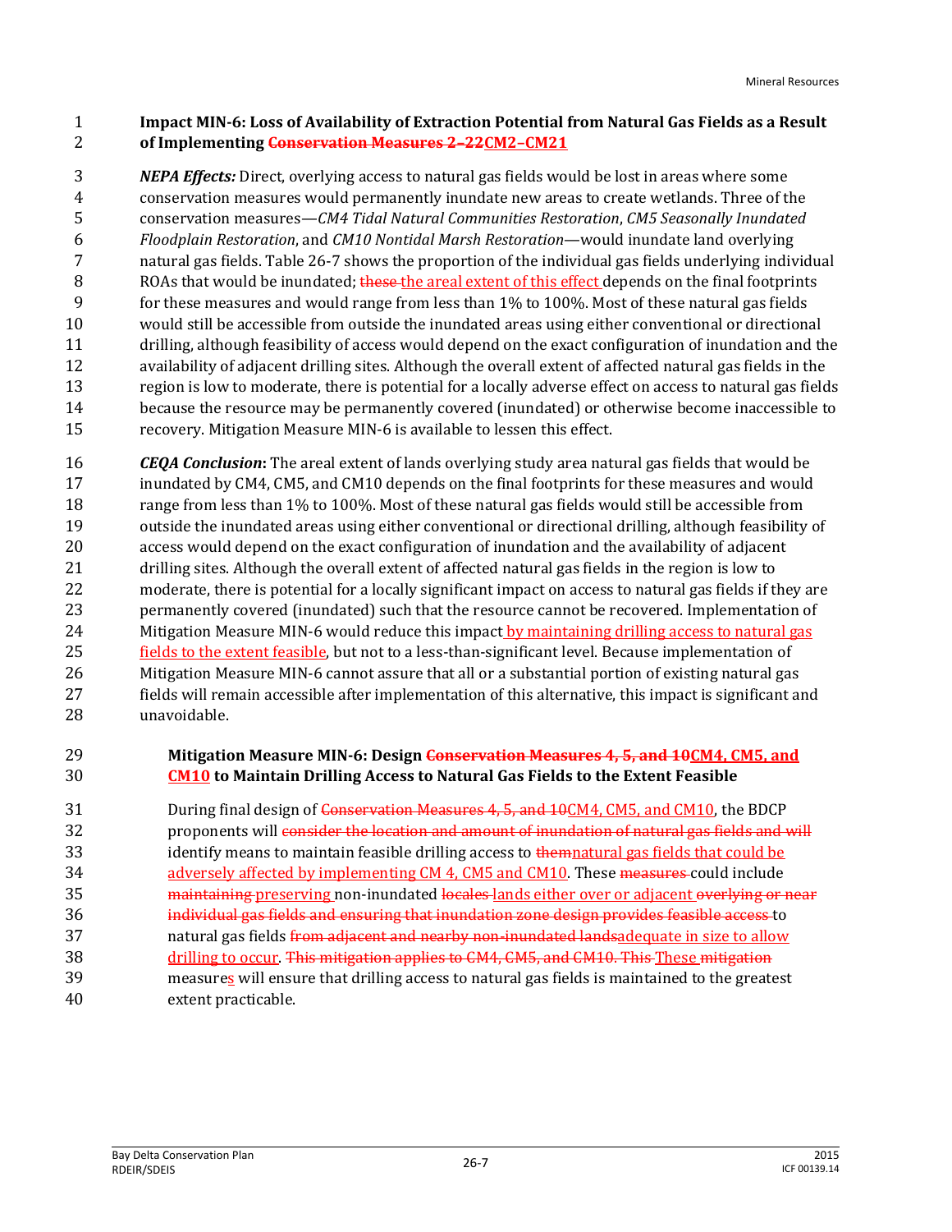**Impact MIN-6: Loss of Availability of Extraction Potential from Natural Gas Fields as a Result of Implementing ~~Conservation Measures 2–22~~CM2–CM21**

***NEPA Effects:*** Direct, overlying access to natural gas fields would be lost in areas where some conservation measures would permanently inundate new areas to create wetlands. Three of the conservation measures—*CM4 Tidal Natural Communities Restoration*, *CM5 Seasonally Inundated Floodplain Restoration*, and *CM10 Nontidal Marsh Restoration*—would inundate land overlying natural gas fields. Table 26-7 shows the proportion of the individual gas fields underlying individual ROAs that would be inundated; ~~these~~ the areal extent of this effect depends on the final footprints for these measures and would range from less than 1% to 100%. Most of these natural gas fields would still be accessible from outside the inundated areas using either conventional or directional drilling, although feasibility of access would depend on the exact configuration of inundation and the availability of adjacent drilling sites. Although the overall extent of affected natural gas fields in the region is low to moderate, there is potential for a locally adverse effect on access to natural gas fields because the resource may be permanently covered (inundated) or otherwise become inaccessible to recovery. Mitigation Measure MIN-6 is available to lessen this effect.

***CEQA Conclusion*:** The areal extent of lands overlying study area natural gas fields that would be inundated by CM4, CM5, and CM10 depends on the final footprints for these measures and would range from less than 1% to 100%. Most of these natural gas fields would still be accessible from outside the inundated areas using either conventional or directional drilling, although feasibility of access would depend on the exact configuration of inundation and the availability of adjacent drilling sites. Although the overall extent of affected natural gas fields in the region is low to moderate, there is potential for a locally significant impact on access to natural gas fields if they are permanently covered (inundated) such that the resource cannot be recovered. Implementation of Mitigation Measure MIN-6 would reduce this impact by maintaining drilling access to natural gas fields to the extent feasible, but not to a less-than-significant level. Because implementation of Mitigation Measure MIN-6 cannot assure that all or a substantial portion of existing natural gas fields will remain accessible after implementation of this alternative, this impact is significant and unavoidable.

**Mitigation Measure MIN-6: Design ~~Conservation Measures 4, 5, and 10~~CM4, CM5, and CM10 to Maintain Drilling Access to Natural Gas Fields to the Extent Feasible**

During final design of ~~Conservation Measures 4, 5, and 10~~CM4, CM5, and CM10, the BDCP proponents will ~~consider the location and amount of inundation of natural gas fields and will~~ identify means to maintain feasible drilling access to ~~them~~natural gas fields that could be adversely affected by implementing CM 4, CM5 and CM10. These ~~measures~~ could include ~~maintaining~~ preserving non-inundated ~~locales~~ lands either over or adjacent ~~overlying or near individual gas fields and ensuring that inundation zone design provides feasible access~~ to natural gas fields ~~from adjacent and nearby non-inundated lands~~adequate in size to allow drilling to occur. ~~This mitigation applies to CM4, CM5, and CM10. This~~ These ~~mitigation~~ measures will ensure that drilling access to natural gas fields is maintained to the greatest extent practicable.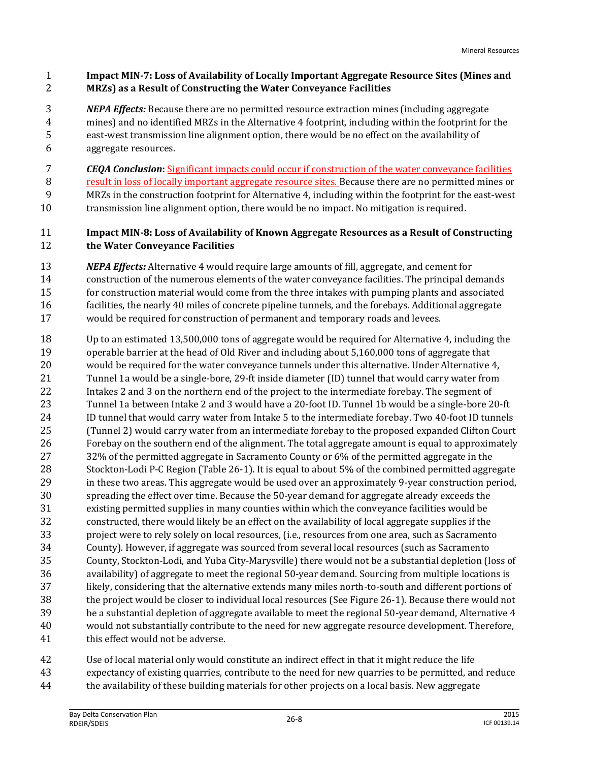**Impact MIN-7: Loss of Availability of Locally Important Aggregate Resource Sites (Mines and MRZs) as a Result of Constructing the Water Conveyance Facilities**

***NEPA Effects:*** Because there are no permitted resource extraction mines (including aggregate mines) and no identified MRZs in the Alternative 4 footprint, including within the footprint for the east-west transmission line alignment option, there would be no effect on the availability of aggregate resources.

***CEQA Conclusion*:** Significant impacts could occur if construction of the water conveyance facilities result in loss of locally important aggregate resource sites. Because there are no permitted mines or MRZs in the construction footprint for Alternative 4, including within the footprint for the east-west transmission line alignment option, there would be no impact. No mitigation is required.

**Impact MIN-8: Loss of Availability of Known Aggregate Resources as a Result of Constructing the Water Conveyance Facilities**

***NEPA Effects:*** Alternative 4 would require large amounts of fill, aggregate, and cement for construction of the numerous elements of the water conveyance facilities. The principal demands for construction material would come from the three intakes with pumping plants and associated facilities, the nearly 40 miles of concrete pipeline tunnels, and the forebays. Additional aggregate would be required for construction of permanent and temporary roads and levees.

Up to an estimated 13,500,000 tons of aggregate would be required for Alternative 4, including the operable barrier at the head of Old River and including about 5,160,000 tons of aggregate that would be required for the water conveyance tunnels under this alternative. Under Alternative 4, Tunnel 1a would be a single-bore, 29-ft inside diameter (ID) tunnel that would carry water from Intakes 2 and 3 on the northern end of the project to the intermediate forebay. The segment of Tunnel 1a between Intake 2 and 3 would have a 20-foot ID. Tunnel 1b would be a single-bore 20-ft ID tunnel that would carry water from Intake 5 to the intermediate forebay. Two 40-foot ID tunnels (Tunnel 2) would carry water from an intermediate forebay to the proposed expanded Clifton Court Forebay on the southern end of the alignment. The total aggregate amount is equal to approximately 32% of the permitted aggregate in Sacramento County or 6% of the permitted aggregate in the Stockton-Lodi P-C Region (Table 26-1). It is equal to about 5% of the combined permitted aggregate in these two areas. This aggregate would be used over an approximately 9-year construction period, spreading the effect over time. Because the 50-year demand for aggregate already exceeds the existing permitted supplies in many counties within which the conveyance facilities would be constructed, there would likely be an effect on the availability of local aggregate supplies if the project were to rely solely on local resources, (i.e., resources from one area, such as Sacramento County). However, if aggregate was sourced from several local resources (such as Sacramento County, Stockton-Lodi, and Yuba City-Marysville) there would not be a substantial depletion (loss of availability) of aggregate to meet the regional 50-year demand. Sourcing from multiple locations is likely, considering that the alternative extends many miles north-to-south and different portions of the project would be closer to individual local resources (See Figure 26-1). Because there would not be a substantial depletion of aggregate available to meet the regional 50-year demand, Alternative 4 would not substantially contribute to the need for new aggregate resource development. Therefore, this effect would not be adverse.

Use of local material only would constitute an indirect effect in that it might reduce the life expectancy of existing quarries, contribute to the need for new quarries to be permitted, and reduce the availability of these building materials for other projects on a local basis. New aggregate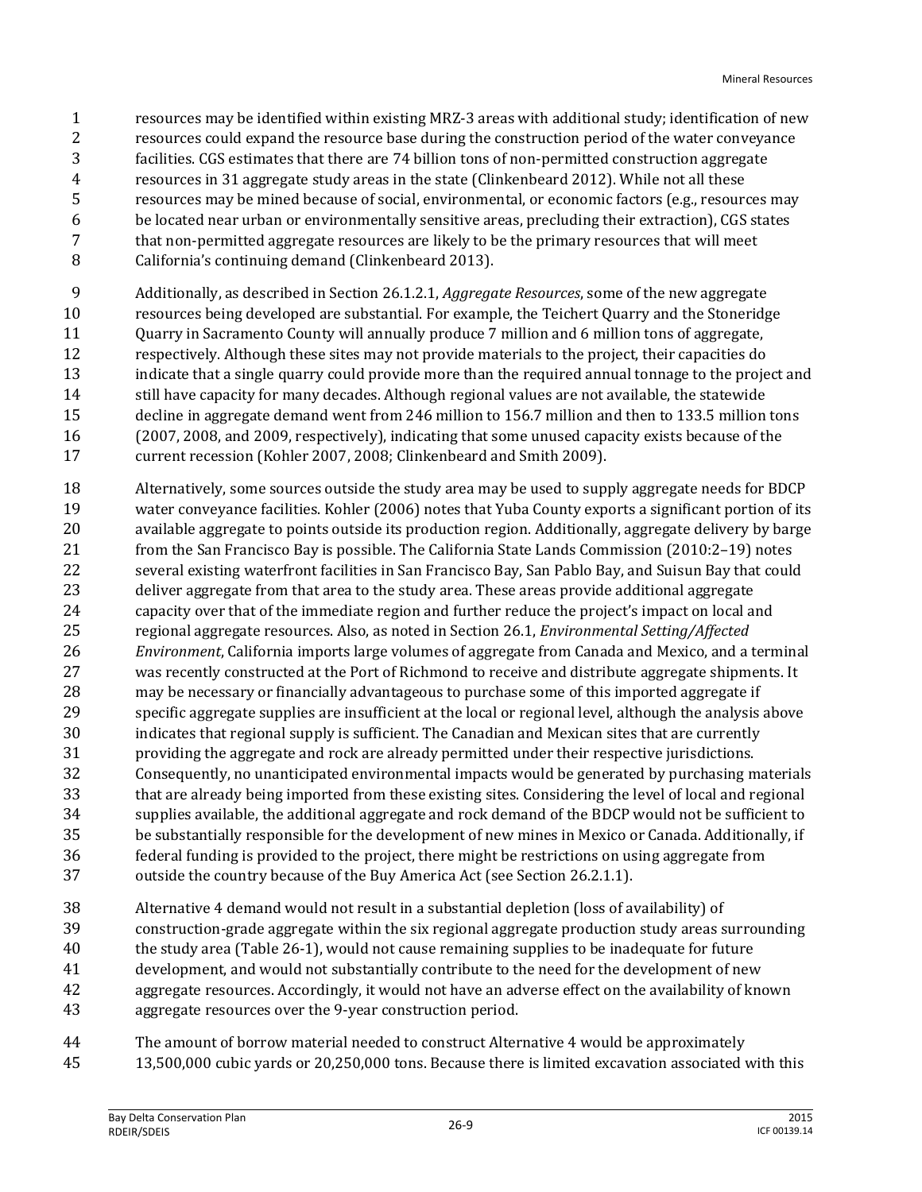resources may be identified within existing MRZ-3 areas with additional study; identification of new resources could expand the resource base during the construction period of the water conveyance facilities. CGS estimates that there are 74 billion tons of non-permitted construction aggregate resources in 31 aggregate study areas in the state (Clinkenbeard 2012). While not all these resources may be mined because of social, environmental, or economic factors (e.g., resources may be located near urban or environmentally sensitive areas, precluding their extraction), CGS states that non-permitted aggregate resources are likely to be the primary resources that will meet California's continuing demand (Clinkenbeard 2013).

Additionally, as described in Section 26.1.2.1, *Aggregate Resources*, some of the new aggregate resources being developed are substantial. For example, the Teichert Quarry and the Stoneridge Quarry in Sacramento County will annually produce 7 million and 6 million tons of aggregate, respectively. Although these sites may not provide materials to the project, their capacities do indicate that a single quarry could provide more than the required annual tonnage to the project and still have capacity for many decades. Although regional values are not available, the statewide decline in aggregate demand went from 246 million to 156.7 million and then to 133.5 million tons (2007, 2008, and 2009, respectively), indicating that some unused capacity exists because of the current recession (Kohler 2007, 2008; Clinkenbeard and Smith 2009).

Alternatively, some sources outside the study area may be used to supply aggregate needs for BDCP water conveyance facilities. Kohler (2006) notes that Yuba County exports a significant portion of its available aggregate to points outside its production region. Additionally, aggregate delivery by barge from the San Francisco Bay is possible. The California State Lands Commission (2010:2–19) notes several existing waterfront facilities in San Francisco Bay, San Pablo Bay, and Suisun Bay that could deliver aggregate from that area to the study area. These areas provide additional aggregate capacity over that of the immediate region and further reduce the project's impact on local and regional aggregate resources. Also, as noted in Section 26.1, *Environmental Setting/Affected Environment*, California imports large volumes of aggregate from Canada and Mexico, and a terminal was recently constructed at the Port of Richmond to receive and distribute aggregate shipments. It may be necessary or financially advantageous to purchase some of this imported aggregate if specific aggregate supplies are insufficient at the local or regional level, although the analysis above indicates that regional supply is sufficient. The Canadian and Mexican sites that are currently providing the aggregate and rock are already permitted under their respective jurisdictions. Consequently, no unanticipated environmental impacts would be generated by purchasing materials that are already being imported from these existing sites. Considering the level of local and regional supplies available, the additional aggregate and rock demand of the BDCP would not be sufficient to be substantially responsible for the development of new mines in Mexico or Canada. Additionally, if federal funding is provided to the project, there might be restrictions on using aggregate from outside the country because of the Buy America Act (see Section 26.2.1.1).

Alternative 4 demand would not result in a substantial depletion (loss of availability) of construction-grade aggregate within the six regional aggregate production study areas surrounding the study area (Table 26-1), would not cause remaining supplies to be inadequate for future development, and would not substantially contribute to the need for the development of new aggregate resources. Accordingly, it would not have an adverse effect on the availability of known aggregate resources over the 9-year construction period.

The amount of borrow material needed to construct Alternative 4 would be approximately 13,500,000 cubic yards or 20,250,000 tons. Because there is limited excavation associated with this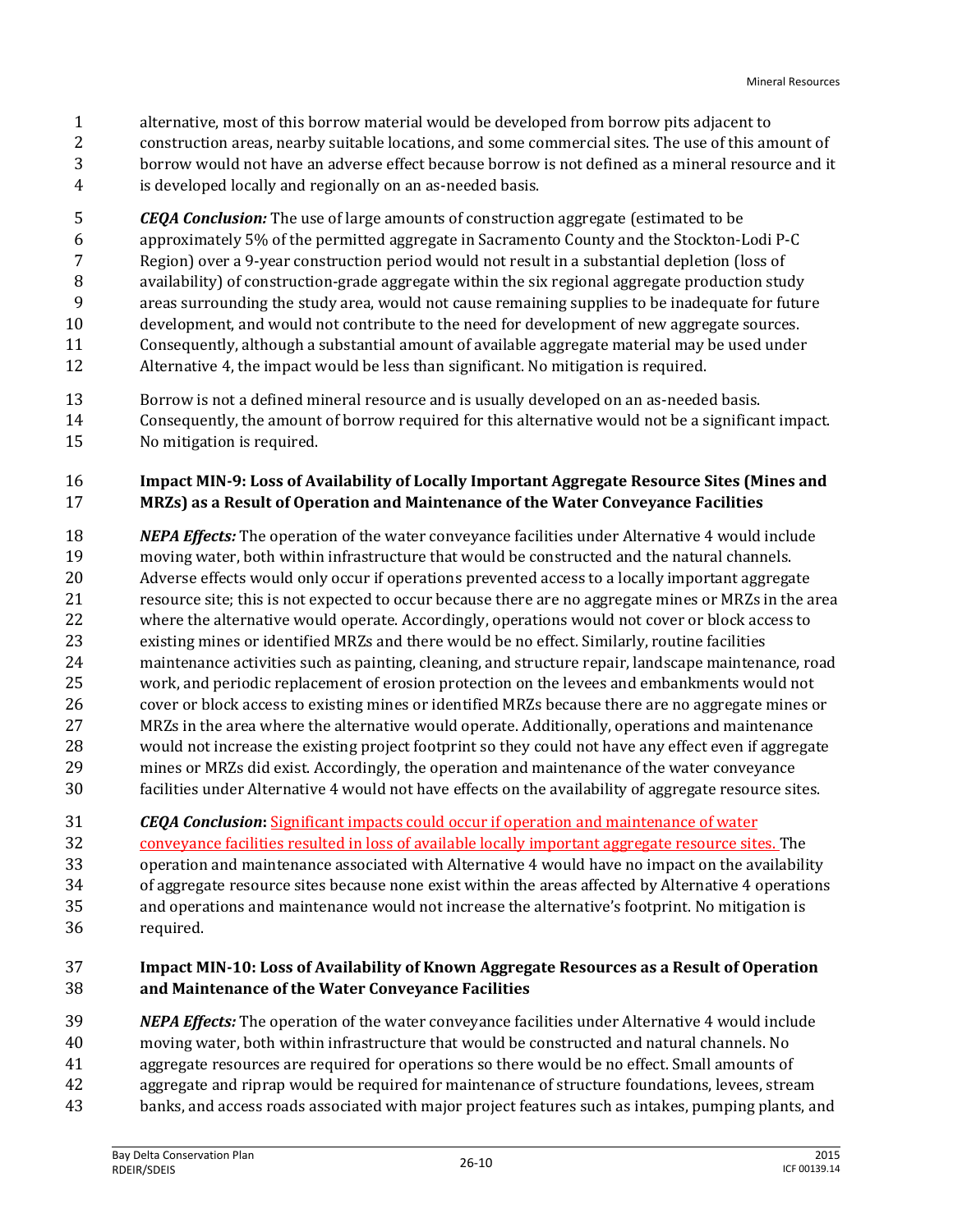alternative, most of this borrow material would be developed from borrow pits adjacent to construction areas, nearby suitable locations, and some commercial sites. The use of this amount of borrow would not have an adverse effect because borrow is not defined as a mineral resource and it is developed locally and regionally on an as-needed basis.

***CEQA Conclusion:*** The use of large amounts of construction aggregate (estimated to be approximately 5% of the permitted aggregate in Sacramento County and the Stockton-Lodi P-C Region) over a 9-year construction period would not result in a substantial depletion (loss of availability) of construction-grade aggregate within the six regional aggregate production study areas surrounding the study area, would not cause remaining supplies to be inadequate for future development, and would not contribute to the need for development of new aggregate sources. Consequently, although a substantial amount of available aggregate material may be used under Alternative 4, the impact would be less than significant. No mitigation is required.

Borrow is not a defined mineral resource and is usually developed on an as-needed basis. Consequently, the amount of borrow required for this alternative would not be a significant impact. No mitigation is required.

### Impact MIN-9: Loss of Availability of Locally Important Aggregate Resource Sites (Mines and MRZs) as a Result of Operation and Maintenance of the Water Conveyance Facilities

***NEPA Effects:*** The operation of the water conveyance facilities under Alternative 4 would include moving water, both within infrastructure that would be constructed and the natural channels. Adverse effects would only occur if operations prevented access to a locally important aggregate resource site; this is not expected to occur because there are no aggregate mines or MRZs in the area where the alternative would operate. Accordingly, operations would not cover or block access to existing mines or identified MRZs and there would be no effect. Similarly, routine facilities maintenance activities such as painting, cleaning, and structure repair, landscape maintenance, road work, and periodic replacement of erosion protection on the levees and embankments would not cover or block access to existing mines or identified MRZs because there are no aggregate mines or MRZs in the area where the alternative would operate. Additionally, operations and maintenance would not increase the existing project footprint so they could not have any effect even if aggregate mines or MRZs did exist. Accordingly, the operation and maintenance of the water conveyance facilities under Alternative 4 would not have effects on the availability of aggregate resource sites.

***CEQA Conclusion*:** Significant impacts could occur if operation and maintenance of water conveyance facilities resulted in loss of available locally important aggregate resource sites. The operation and maintenance associated with Alternative 4 would have no impact on the availability of aggregate resource sites because none exist within the areas affected by Alternative 4 operations and operations and maintenance would not increase the alternative's footprint. No mitigation is required.

### Impact MIN-10: Loss of Availability of Known Aggregate Resources as a Result of Operation and Maintenance of the Water Conveyance Facilities

***NEPA Effects:*** The operation of the water conveyance facilities under Alternative 4 would include moving water, both within infrastructure that would be constructed and natural channels. No aggregate resources are required for operations so there would be no effect. Small amounts of aggregate and riprap would be required for maintenance of structure foundations, levees, stream banks, and access roads associated with major project features such as intakes, pumping plants, and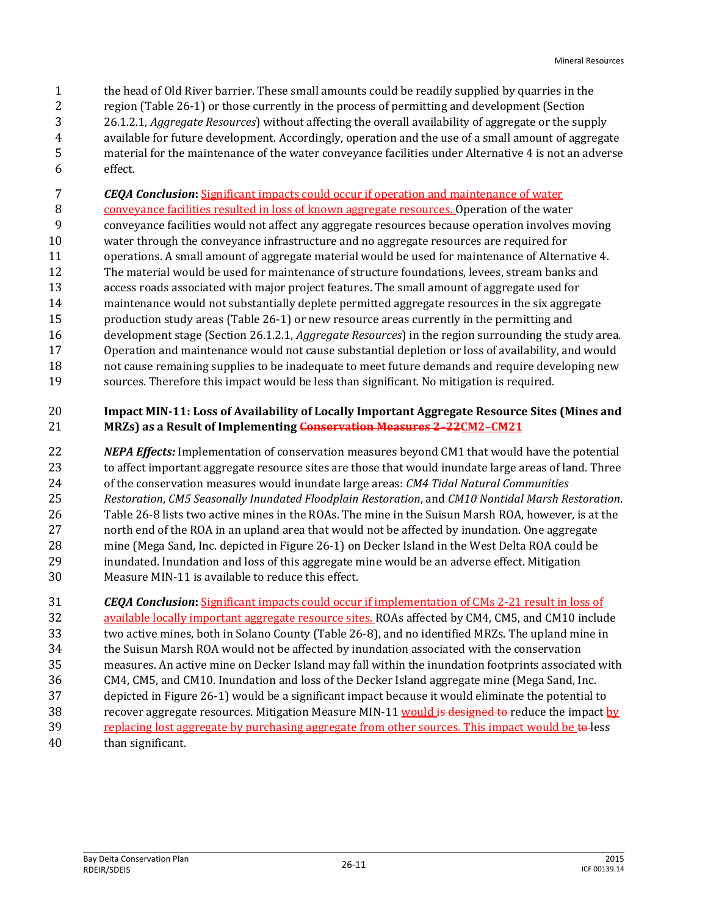the head of Old River barrier. These small amounts could be readily supplied by quarries in the region (Table 26-1) or those currently in the process of permitting and development (Section 26.1.2.1, *Aggregate Resources*) without affecting the overall availability of aggregate or the supply available for future development. Accordingly, operation and the use of a small amount of aggregate material for the maintenance of the water conveyance facilities under Alternative 4 is not an adverse effect.

***CEQA Conclusion*:** Significant impacts could occur if operation and maintenance of water conveyance facilities resulted in loss of known aggregate resources. Operation of the water conveyance facilities would not affect any aggregate resources because operation involves moving water through the conveyance infrastructure and no aggregate resources are required for operations. A small amount of aggregate material would be used for maintenance of Alternative 4. The material would be used for maintenance of structure foundations, levees, stream banks and access roads associated with major project features. The small amount of aggregate used for maintenance would not substantially deplete permitted aggregate resources in the six aggregate production study areas (Table 26-1) or new resource areas currently in the permitting and development stage (Section 26.1.2.1, *Aggregate Resources*) in the region surrounding the study area. Operation and maintenance would not cause substantial depletion or loss of availability, and would not cause remaining supplies to be inadequate to meet future demands and require developing new sources. Therefore this impact would be less than significant. No mitigation is required.

**Impact MIN-11: Loss of Availability of Locally Important Aggregate Resource Sites (Mines and MRZs) as a Result of Implementing ~~Conservation Measures 2–22~~CM2–CM21**

***NEPA Effects:*** Implementation of conservation measures beyond CM1 that would have the potential to affect important aggregate resource sites are those that would inundate large areas of land. Three of the conservation measures would inundate large areas: *CM4 Tidal Natural Communities Restoration*, *CM5 Seasonally Inundated Floodplain Restoration*, and *CM10 Nontidal Marsh Restoration*. Table 26-8 lists two active mines in the ROAs. The mine in the Suisun Marsh ROA, however, is at the north end of the ROA in an upland area that would not be affected by inundation. One aggregate mine (Mega Sand, Inc. depicted in Figure 26-1) on Decker Island in the West Delta ROA could be inundated. Inundation and loss of this aggregate mine would be an adverse effect. Mitigation Measure MIN-11 is available to reduce this effect.

***CEQA Conclusion*:** Significant impacts could occur if implementation of CMs 2-21 result in loss of available locally important aggregate resource sites. ROAs affected by CM4, CM5, and CM10 include two active mines, both in Solano County (Table 26-8), and no identified MRZs. The upland mine in the Suisun Marsh ROA would not be affected by inundation associated with the conservation measures. An active mine on Decker Island may fall within the inundation footprints associated with CM4, CM5, and CM10. Inundation and loss of the Decker Island aggregate mine (Mega Sand, Inc. depicted in Figure 26-1) would be a significant impact because it would eliminate the potential to recover aggregate resources. Mitigation Measure MIN-11 would ~~is designed to~~ reduce the impact by replacing lost aggregate by purchasing aggregate from other sources. This impact would be ~~to~~ less than significant.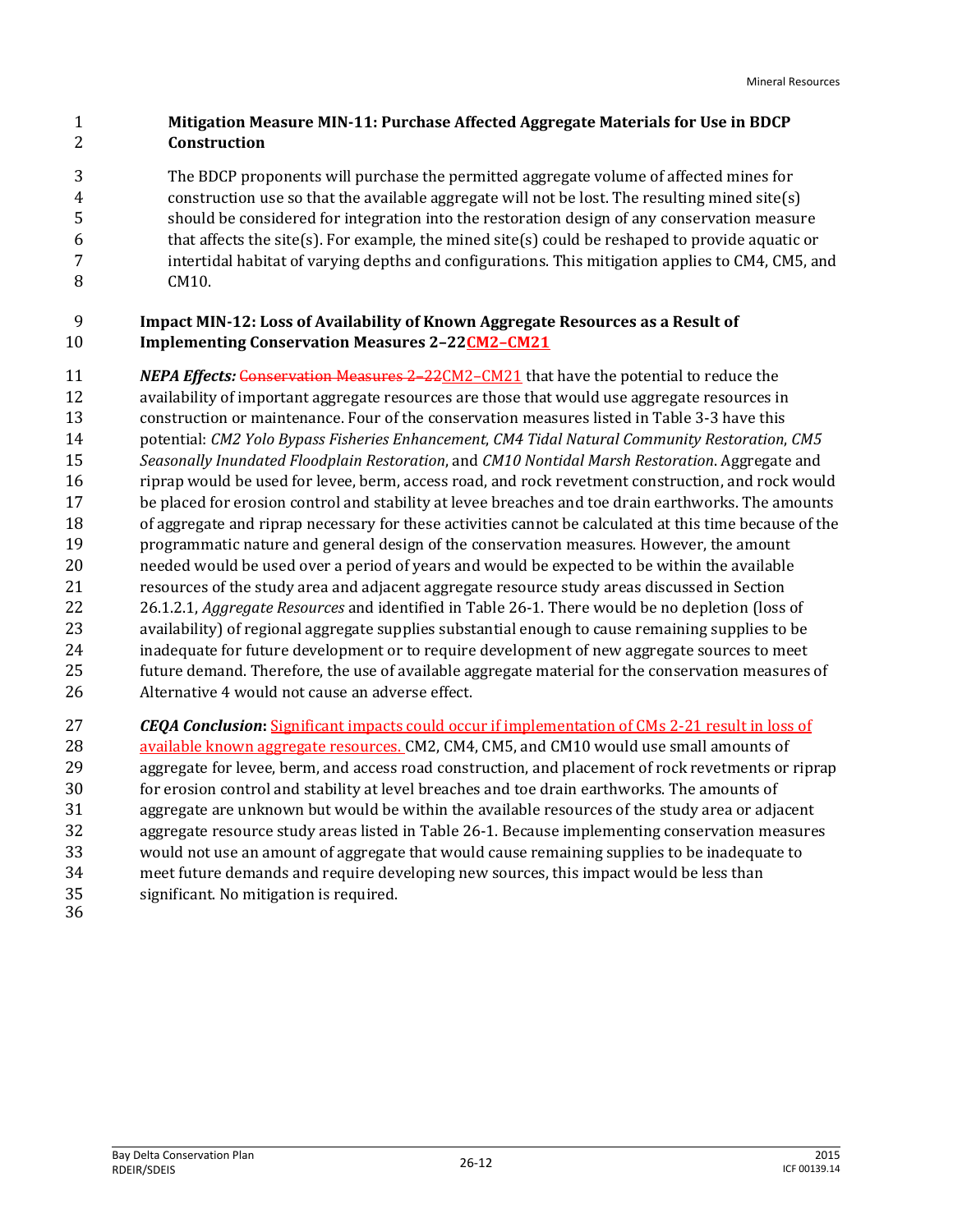**Mitigation Measure MIN-11: Purchase Affected Aggregate Materials for Use in BDCP Construction**

The BDCP proponents will purchase the permitted aggregate volume of affected mines for construction use so that the available aggregate will not be lost. The resulting mined site(s) should be considered for integration into the restoration design of any conservation measure that affects the site(s). For example, the mined site(s) could be reshaped to provide aquatic or intertidal habitat of varying depths and configurations. This mitigation applies to CM4, CM5, and CM10.

**Impact MIN-12: Loss of Availability of Known Aggregate Resources as a Result of Implementing Conservation Measures 2–22CM2–CM21**

***NEPA Effects:*** Conservation Measures 2–22CM2–CM21 that have the potential to reduce the availability of important aggregate resources are those that would use aggregate resources in construction or maintenance. Four of the conservation measures listed in Table 3-3 have this potential: *CM2 Yolo Bypass Fisheries Enhancement*, *CM4 Tidal Natural Community Restoration*, *CM5 Seasonally Inundated Floodplain Restoration*, and *CM10 Nontidal Marsh Restoration*. Aggregate and riprap would be used for levee, berm, access road, and rock revetment construction, and rock would be placed for erosion control and stability at levee breaches and toe drain earthworks. The amounts of aggregate and riprap necessary for these activities cannot be calculated at this time because of the programmatic nature and general design of the conservation measures. However, the amount needed would be used over a period of years and would be expected to be within the available resources of the study area and adjacent aggregate resource study areas discussed in Section 26.1.2.1, *Aggregate Resources* and identified in Table 26-1. There would be no depletion (loss of availability) of regional aggregate supplies substantial enough to cause remaining supplies to be inadequate for future development or to require development of new aggregate sources to meet future demand. Therefore, the use of available aggregate material for the conservation measures of Alternative 4 would not cause an adverse effect.

***CEQA Conclusion*:** Significant impacts could occur if implementation of CMs 2-21 result in loss of available known aggregate resources. CM2, CM4, CM5, and CM10 would use small amounts of aggregate for levee, berm, and access road construction, and placement of rock revetments or riprap for erosion control and stability at level breaches and toe drain earthworks. The amounts of aggregate are unknown but would be within the available resources of the study area or adjacent aggregate resource study areas listed in Table 26-1. Because implementing conservation measures would not use an amount of aggregate that would cause remaining supplies to be inadequate to meet future demands and require developing new sources, this impact would be less than significant. No mitigation is required.